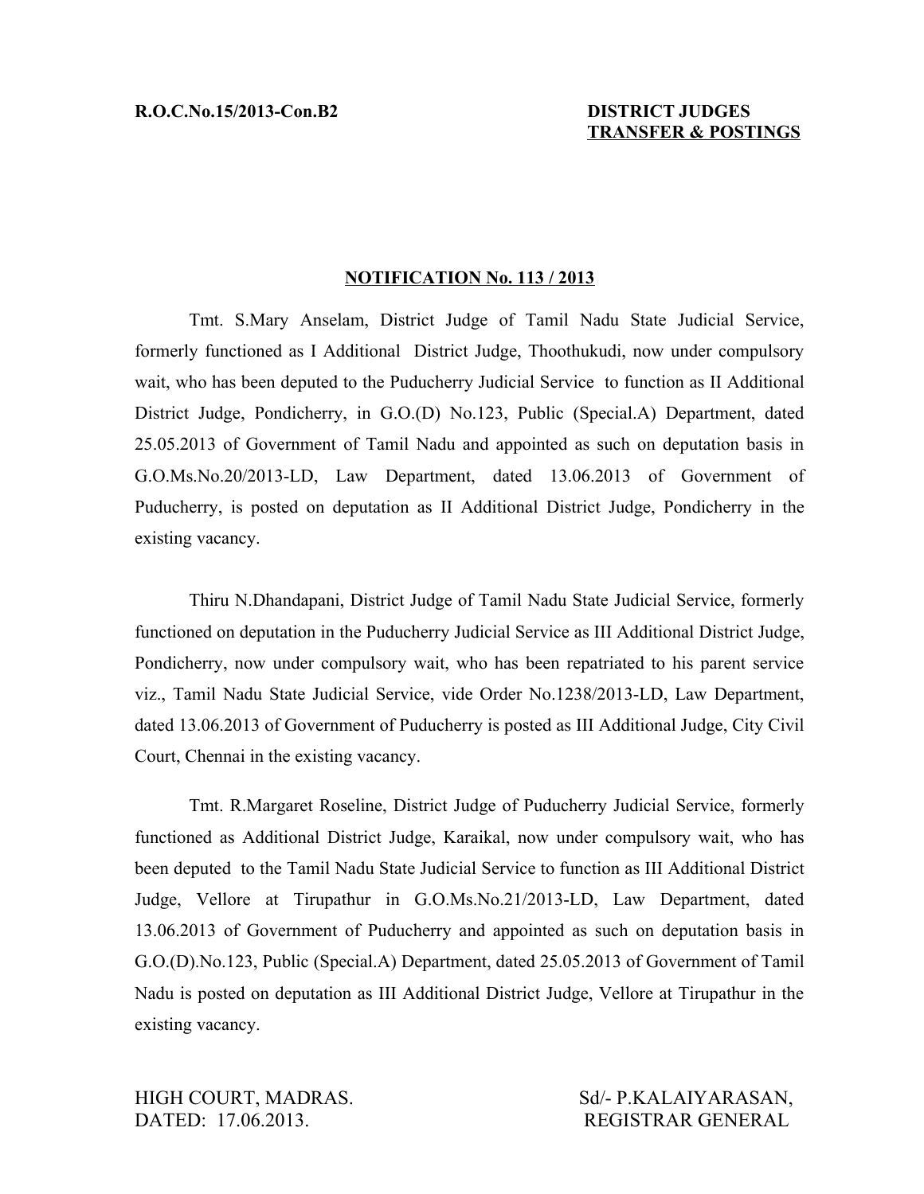**R.O.C.No.15/2013-Con.B2**

**DISTRICT JUDGES**
**TRANSFER & POSTINGS**

## NOTIFICATION No. 113 / 2013

Tmt. S.Mary Anselam, District Judge of Tamil Nadu State Judicial Service, formerly functioned as I Additional District Judge, Thoothukudi, now under compulsory wait, who has been deputed to the Puducherry Judicial Service to function as II Additional District Judge, Pondicherry, in G.O.(D) No.123, Public (Special.A) Department, dated 25.05.2013 of Government of Tamil Nadu and appointed as such on deputation basis in G.O.Ms.No.20/2013-LD, Law Department, dated 13.06.2013 of Government of Puducherry, is posted on deputation as II Additional District Judge, Pondicherry in the existing vacancy.

Thiru N.Dhandapani, District Judge of Tamil Nadu State Judicial Service, formerly functioned on deputation in the Puducherry Judicial Service as III Additional District Judge, Pondicherry, now under compulsory wait, who has been repatriated to his parent service viz., Tamil Nadu State Judicial Service, vide Order No.1238/2013-LD, Law Department, dated 13.06.2013 of Government of Puducherry is posted as III Additional Judge, City Civil Court, Chennai in the existing vacancy.

Tmt. R.Margaret Roseline, District Judge of Puducherry Judicial Service, formerly functioned as Additional District Judge, Karaikal, now under compulsory wait, who has been deputed to the Tamil Nadu State Judicial Service to function as III Additional District Judge, Vellore at Tirupathur in G.O.Ms.No.21/2013-LD, Law Department, dated 13.06.2013 of Government of Puducherry and appointed as such on deputation basis in G.O.(D).No.123, Public (Special.A) Department, dated 25.05.2013 of Government of Tamil Nadu is posted on deputation as III Additional District Judge, Vellore at Tirupathur in the existing vacancy.

HIGH COURT, MADRAS.
DATED: 17.06.2013.

Sd/- P.KALAIYARASAN,
REGISTRAR GENERAL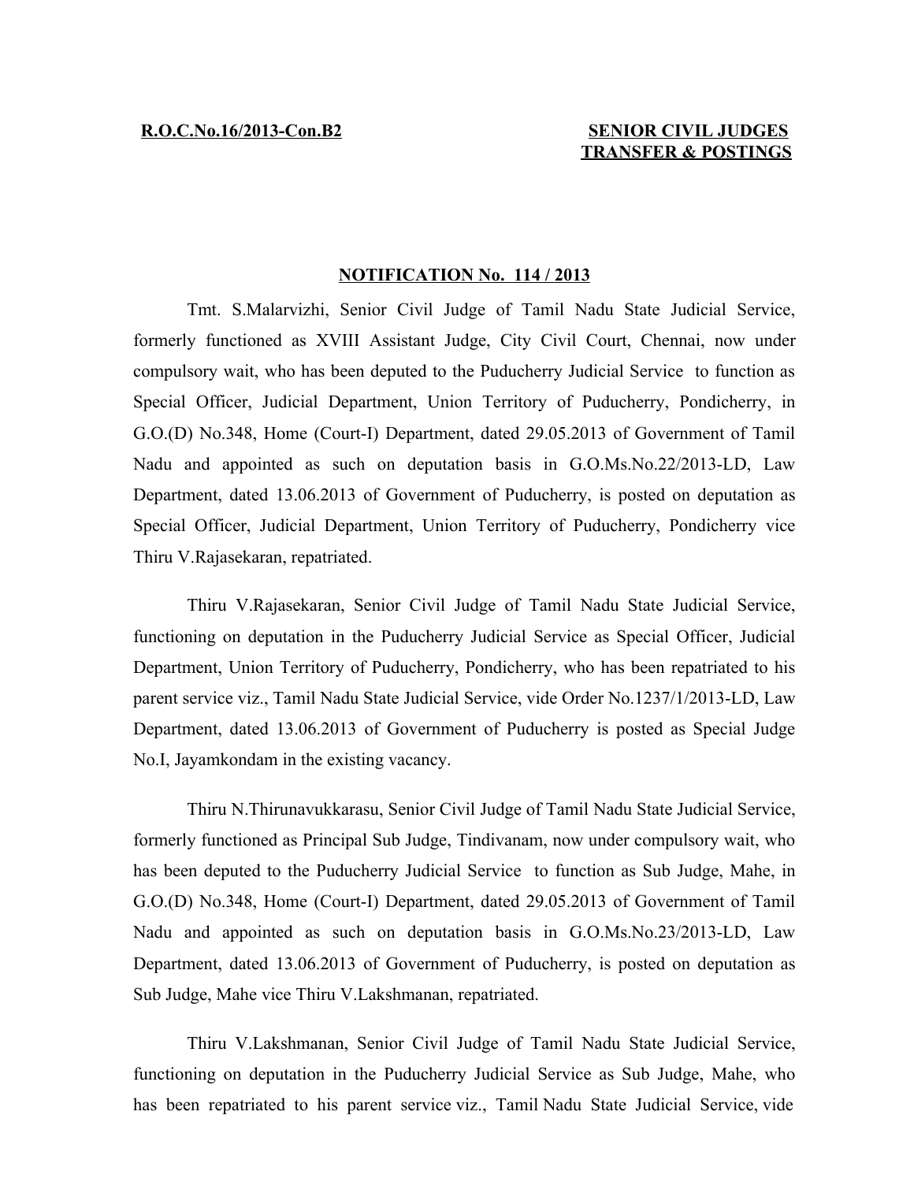**R.O.C.No.16/2013-Con.B2** **SENIOR CIVIL JUDGES TRANSFER & POSTINGS**

**NOTIFICATION No. 114 / 2013**

Tmt. S.Malarvizhi, Senior Civil Judge of Tamil Nadu State Judicial Service, formerly functioned as XVIII Assistant Judge, City Civil Court, Chennai, now under compulsory wait, who has been deputed to the Puducherry Judicial Service to function as Special Officer, Judicial Department, Union Territory of Puducherry, Pondicherry, in G.O.(D) No.348, Home (Court-I) Department, dated 29.05.2013 of Government of Tamil Nadu and appointed as such on deputation basis in G.O.Ms.No.22/2013-LD, Law Department, dated 13.06.2013 of Government of Puducherry, is posted on deputation as Special Officer, Judicial Department, Union Territory of Puducherry, Pondicherry vice Thiru V.Rajasekaran, repatriated.

Thiru V.Rajasekaran, Senior Civil Judge of Tamil Nadu State Judicial Service, functioning on deputation in the Puducherry Judicial Service as Special Officer, Judicial Department, Union Territory of Puducherry, Pondicherry, who has been repatriated to his parent service viz., Tamil Nadu State Judicial Service, vide Order No.1237/1/2013-LD, Law Department, dated 13.06.2013 of Government of Puducherry is posted as Special Judge No.I, Jayamkondam in the existing vacancy.

Thiru N.Thirunavukkarasu, Senior Civil Judge of Tamil Nadu State Judicial Service, formerly functioned as Principal Sub Judge, Tindivanam, now under compulsory wait, who has been deputed to the Puducherry Judicial Service to function as Sub Judge, Mahe, in G.O.(D) No.348, Home (Court-I) Department, dated 29.05.2013 of Government of Tamil Nadu and appointed as such on deputation basis in G.O.Ms.No.23/2013-LD, Law Department, dated 13.06.2013 of Government of Puducherry, is posted on deputation as Sub Judge, Mahe vice Thiru V.Lakshmanan, repatriated.

Thiru V.Lakshmanan, Senior Civil Judge of Tamil Nadu State Judicial Service, functioning on deputation in the Puducherry Judicial Service as Sub Judge, Mahe, who has been repatriated to his parent service viz., Tamil Nadu State Judicial Service, vide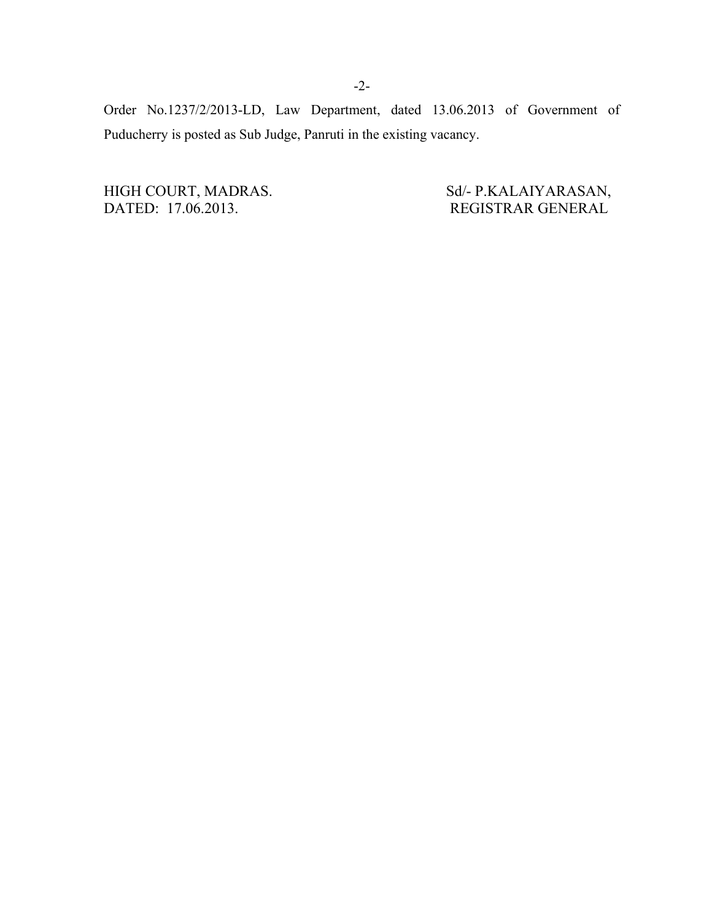Order No.1237/2/2013-LD, Law Department, dated 13.06.2013 of Government of Puducherry is posted as Sub Judge, Panruti in the existing vacancy.

HIGH COURT, MADRAS.
DATED: 17.06.2013.

Sd/- P.KALAIYARASAN,
REGISTRAR GENERAL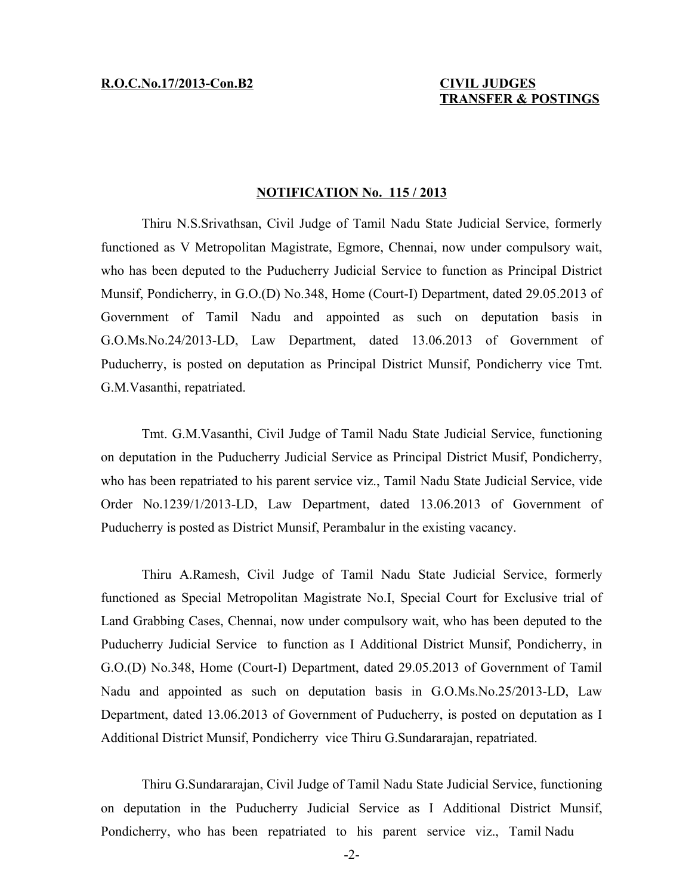**R.O.C.No.17/2013-Con.B2**

**CIVIL JUDGES TRANSFER & POSTINGS**

**NOTIFICATION No. 115 / 2013**

Thiru N.S.Srivathsan, Civil Judge of Tamil Nadu State Judicial Service, formerly functioned as V Metropolitan Magistrate, Egmore, Chennai, now under compulsory wait, who has been deputed to the Puducherry Judicial Service to function as Principal District Munsif, Pondicherry, in G.O.(D) No.348, Home (Court-I) Department, dated 29.05.2013 of Government of Tamil Nadu and appointed as such on deputation basis in G.O.Ms.No.24/2013-LD, Law Department, dated 13.06.2013 of Government of Puducherry, is posted on deputation as Principal District Munsif, Pondicherry vice Tmt. G.M.Vasanthi, repatriated.

Tmt. G.M.Vasanthi, Civil Judge of Tamil Nadu State Judicial Service, functioning on deputation in the Puducherry Judicial Service as Principal District Musif, Pondicherry, who has been repatriated to his parent service viz., Tamil Nadu State Judicial Service, vide Order No.1239/1/2013-LD, Law Department, dated 13.06.2013 of Government of Puducherry is posted as District Munsif, Perambalur in the existing vacancy.

Thiru A.Ramesh, Civil Judge of Tamil Nadu State Judicial Service, formerly functioned as Special Metropolitan Magistrate No.I, Special Court for Exclusive trial of Land Grabbing Cases, Chennai, now under compulsory wait, who has been deputed to the Puducherry Judicial Service to function as I Additional District Munsif, Pondicherry, in G.O.(D) No.348, Home (Court-I) Department, dated 29.05.2013 of Government of Tamil Nadu and appointed as such on deputation basis in G.O.Ms.No.25/2013-LD, Law Department, dated 13.06.2013 of Government of Puducherry, is posted on deputation as I Additional District Munsif, Pondicherry vice Thiru G.Sundararajan, repatriated.

Thiru G.Sundararajan, Civil Judge of Tamil Nadu State Judicial Service, functioning on deputation in the Puducherry Judicial Service as I Additional District Munsif, Pondicherry, who has been repatriated to his parent service viz., Tamil Nadu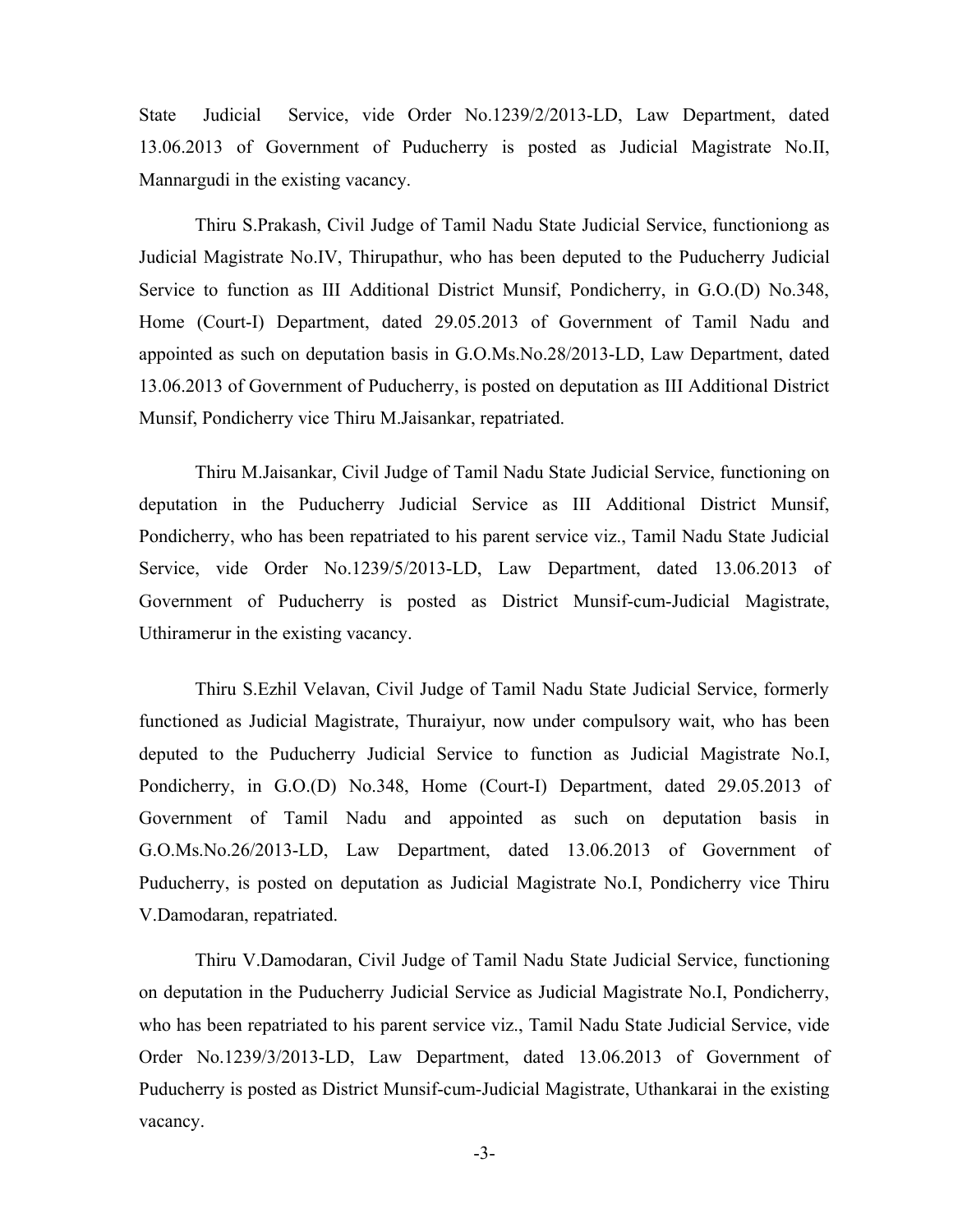State Judicial Service, vide Order No.1239/2/2013-LD, Law Department, dated 13.06.2013 of Government of Puducherry is posted as Judicial Magistrate No.II, Mannargudi in the existing vacancy.

Thiru S.Prakash, Civil Judge of Tamil Nadu State Judicial Service, functioniong as Judicial Magistrate No.IV, Thirupathur, who has been deputed to the Puducherry Judicial Service to function as III Additional District Munsif, Pondicherry, in G.O.(D) No.348, Home (Court-I) Department, dated 29.05.2013 of Government of Tamil Nadu and appointed as such on deputation basis in G.O.Ms.No.28/2013-LD, Law Department, dated 13.06.2013 of Government of Puducherry, is posted on deputation as III Additional District Munsif, Pondicherry vice Thiru M.Jaisankar, repatriated.

Thiru M.Jaisankar, Civil Judge of Tamil Nadu State Judicial Service, functioning on deputation in the Puducherry Judicial Service as III Additional District Munsif, Pondicherry, who has been repatriated to his parent service viz., Tamil Nadu State Judicial Service, vide Order No.1239/5/2013-LD, Law Department, dated 13.06.2013 of Government of Puducherry is posted as District Munsif-cum-Judicial Magistrate, Uthiramerur in the existing vacancy.

Thiru S.Ezhil Velavan, Civil Judge of Tamil Nadu State Judicial Service, formerly functioned as Judicial Magistrate, Thuraiyur, now under compulsory wait, who has been deputed to the Puducherry Judicial Service to function as Judicial Magistrate No.I, Pondicherry, in G.O.(D) No.348, Home (Court-I) Department, dated 29.05.2013 of Government of Tamil Nadu and appointed as such on deputation basis in G.O.Ms.No.26/2013-LD, Law Department, dated 13.06.2013 of Government of Puducherry, is posted on deputation as Judicial Magistrate No.I, Pondicherry vice Thiru V.Damodaran, repatriated.

Thiru V.Damodaran, Civil Judge of Tamil Nadu State Judicial Service, functioning on deputation in the Puducherry Judicial Service as Judicial Magistrate No.I, Pondicherry, who has been repatriated to his parent service viz., Tamil Nadu State Judicial Service, vide Order No.1239/3/2013-LD, Law Department, dated 13.06.2013 of Government of Puducherry is posted as District Munsif-cum-Judicial Magistrate, Uthankarai in the existing vacancy.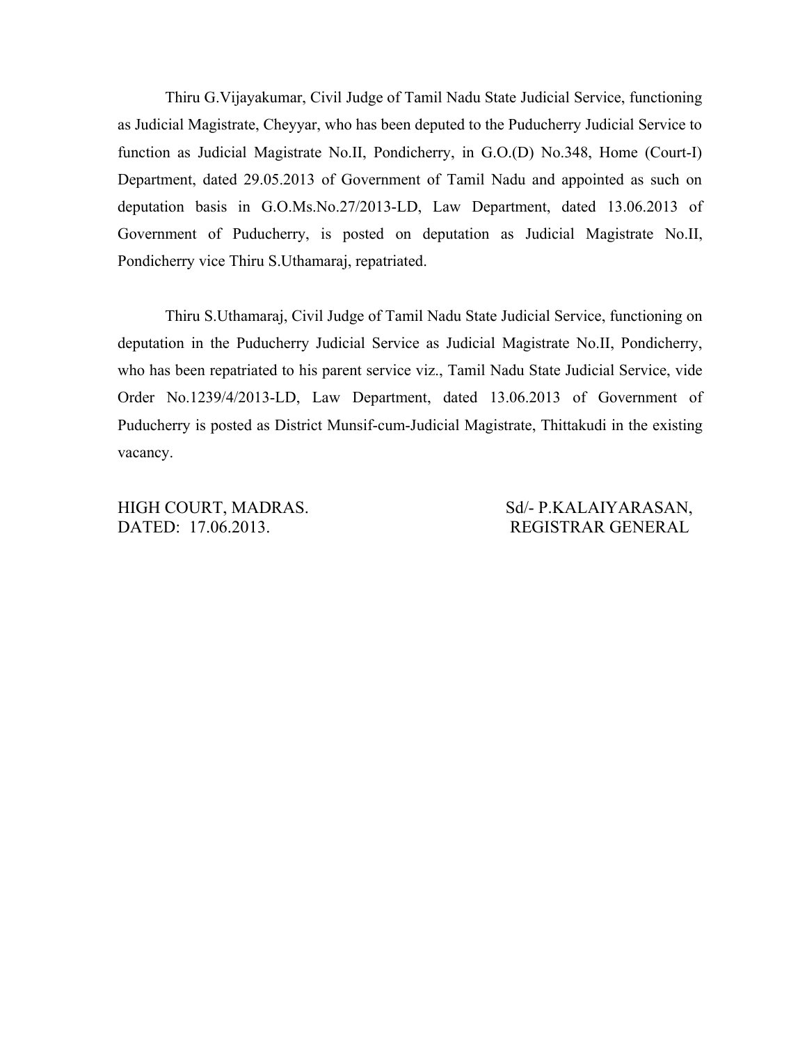Thiru G.Vijayakumar, Civil Judge of Tamil Nadu State Judicial Service, functioning as Judicial Magistrate, Cheyyar, who has been deputed to the Puducherry Judicial Service to function as Judicial Magistrate No.II, Pondicherry, in G.O.(D) No.348, Home (Court-I) Department, dated 29.05.2013 of Government of Tamil Nadu and appointed as such on deputation basis in G.O.Ms.No.27/2013-LD, Law Department, dated 13.06.2013 of Government of Puducherry, is posted on deputation as Judicial Magistrate No.II, Pondicherry vice Thiru S.Uthamaraj, repatriated.

Thiru S.Uthamaraj, Civil Judge of Tamil Nadu State Judicial Service, functioning on deputation in the Puducherry Judicial Service as Judicial Magistrate No.II, Pondicherry, who has been repatriated to his parent service viz., Tamil Nadu State Judicial Service, vide Order No.1239/4/2013-LD, Law Department, dated 13.06.2013 of Government of Puducherry is posted as District Munsif-cum-Judicial Magistrate, Thittakudi in the existing vacancy.

HIGH COURT, MADRAS.
DATED: 17.06.2013.

Sd/- P.KALAIYARASAN,
REGISTRAR GENERAL